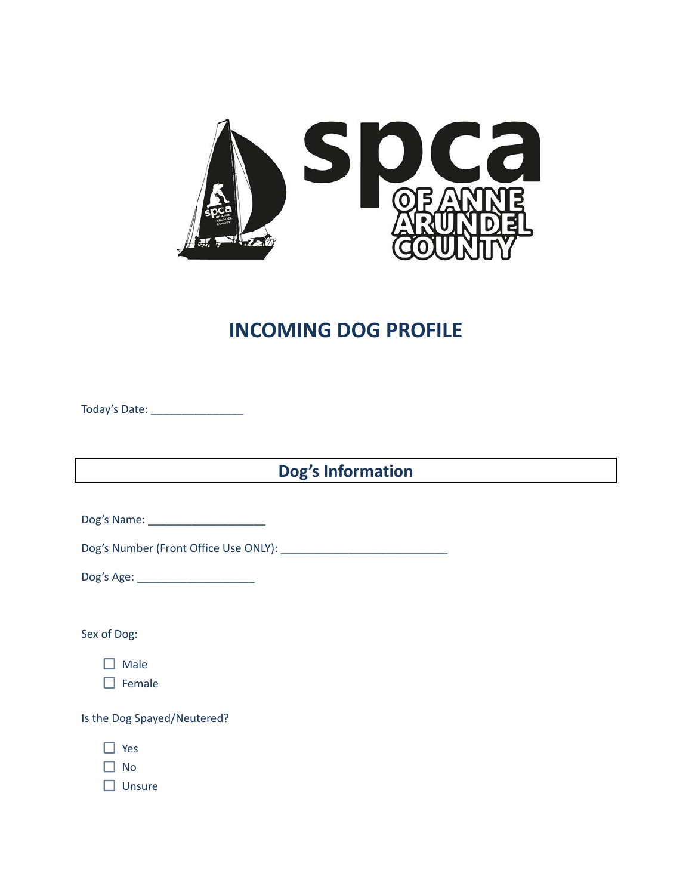# INCOMING DOG PROFILE

Today's Date: _______________

## Dog's Information

Dog's Name: ___________________

Dog's Number (Front Office Use ONLY): ___________________________

Dog's Age: ___________________

Sex of Dog:

- ☐ Male
- ☐ Female

Is the Dog Spayed/Neutered?

- ☐ Yes
- ☐ No
- ☐ Unsure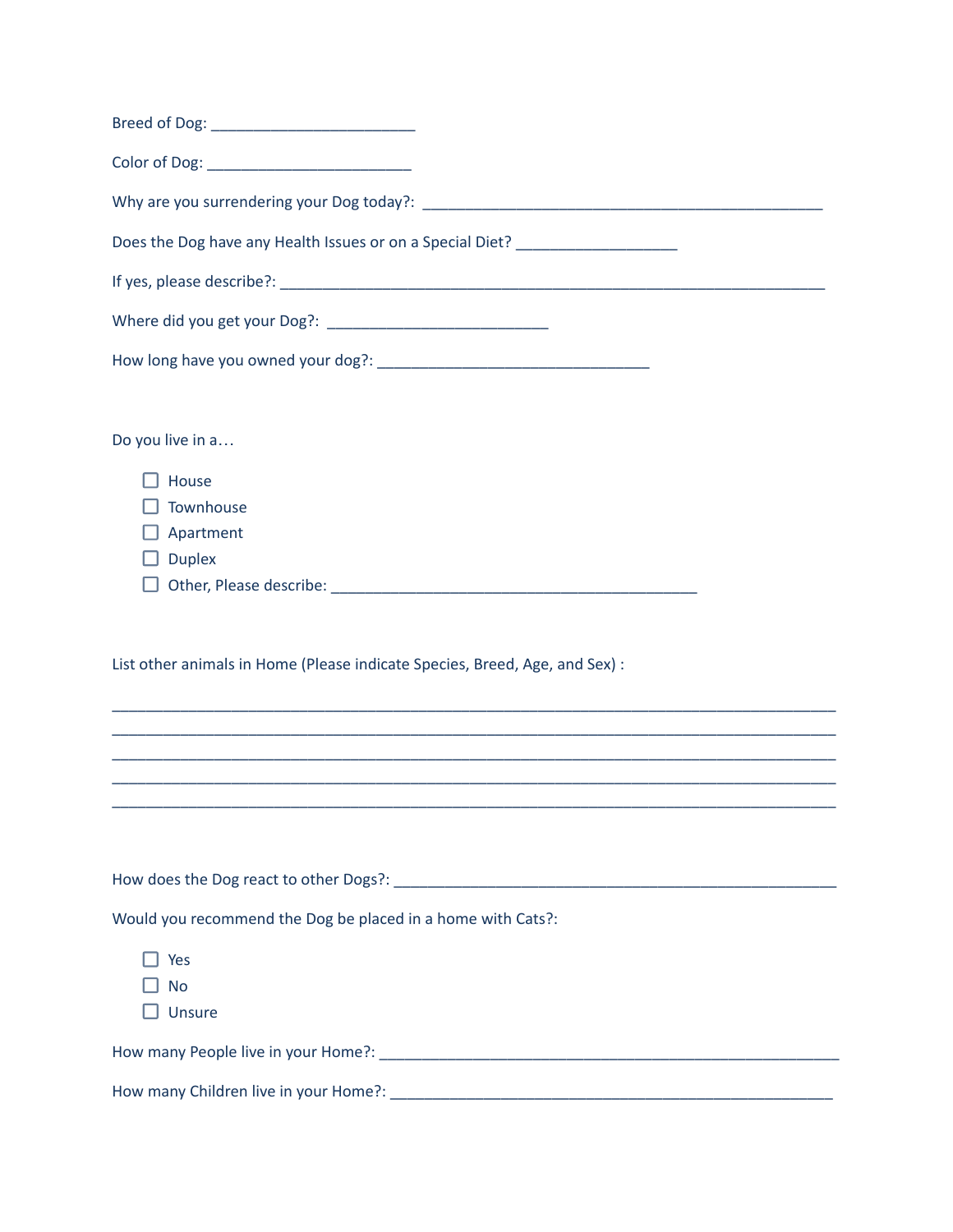Breed of Dog: ________________________

Color of Dog: ________________________

Why are you surrendering your Dog today?: _______________________________________________

Does the Dog have any Health Issues or on a Special Diet? ___________________

If yes, please describe?: _________________________________________________________________

Where did you get your Dog?: __________________________

How long have you owned your dog?: ________________________________

Do you live in a…

- ☐ House
- ☐ Townhouse
- ☐ Apartment
- ☐ Duplex
- ☐ Other, Please describe: ____________________________________________

List other animals in Home (Please indicate Species, Breed, Age, and Sex) :

_____________________________________________________________________________________
_____________________________________________________________________________________
_____________________________________________________________________________________
_____________________________________________________________________________________
_____________________________________________________________________________________

How does the Dog react to other Dogs?: _____________________________________________________

Would you recommend the Dog be placed in a home with Cats?:

- ☐ Yes
- ☐ No
- ☐ Unsure

How many People live in your Home?: ______________________________________________________

How many Children live in your Home?: ____________________________________________________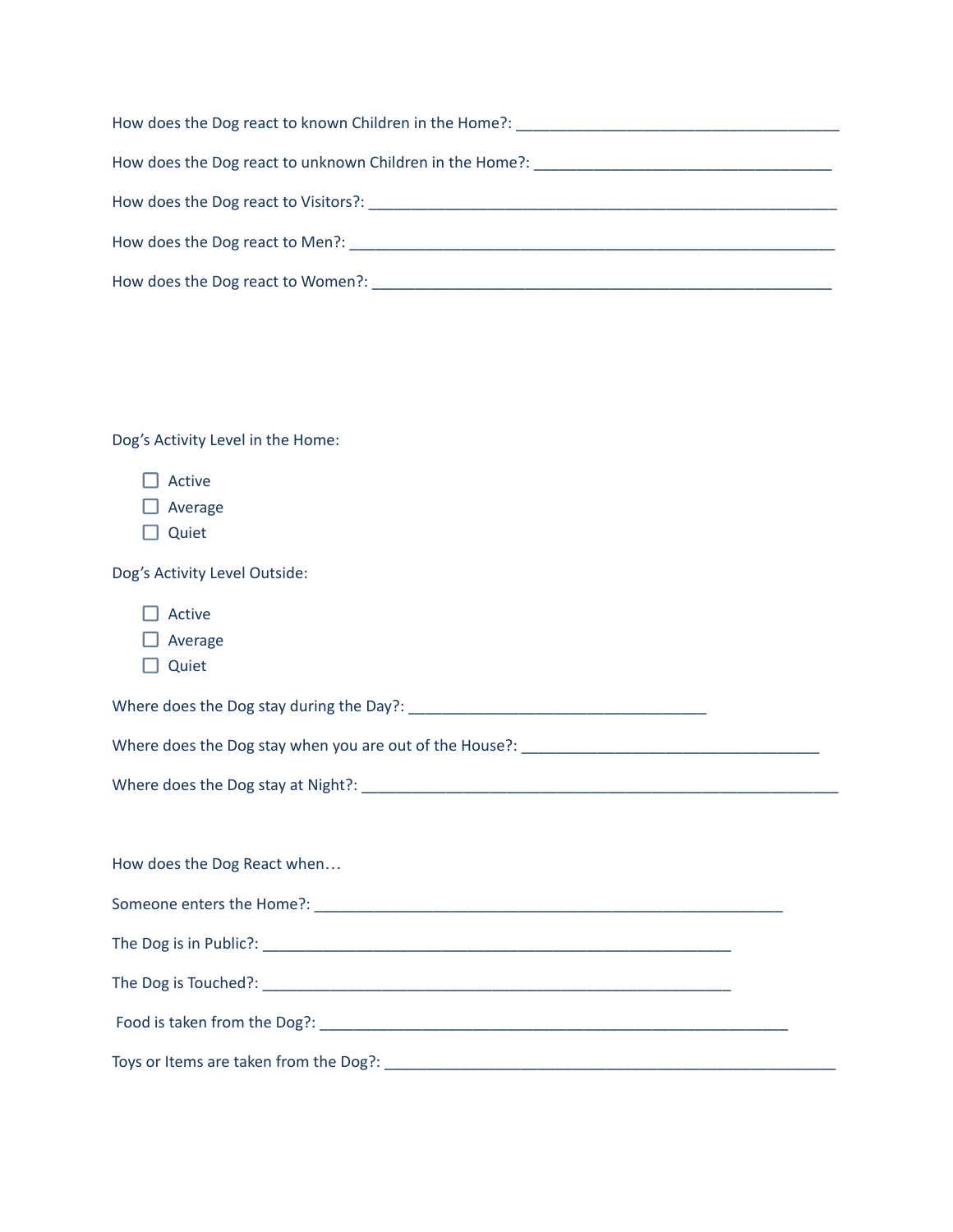How does the Dog react to known Children in the Home?: _______________________________________

How does the Dog react to unknown Children in the Home?: ____________________________________

How does the Dog react to Visitors?: _________________________________________________________

How does the Dog react to Men?: ___________________________________________________________

How does the Dog react to Women?: _________________________________________________________

Dog's Activity Level in the Home:

- ☐ Active
- ☐ Average
- ☐ Quiet

Dog's Activity Level Outside:

- ☐ Active
- ☐ Average
- ☐ Quiet

Where does the Dog stay during the Day?: ____________________________________

Where does the Dog stay when you are out of the House?: ____________________________________

Where does the Dog stay at Night?: __________________________________________________________

How does the Dog React when…

Someone enters the Home?: __________________________________________________________

The Dog is in Public?: __________________________________________________________

The Dog is Touched?: __________________________________________________________

Food is taken from the Dog?: __________________________________________________________

Toys or Items are taken from the Dog?: _______________________________________________________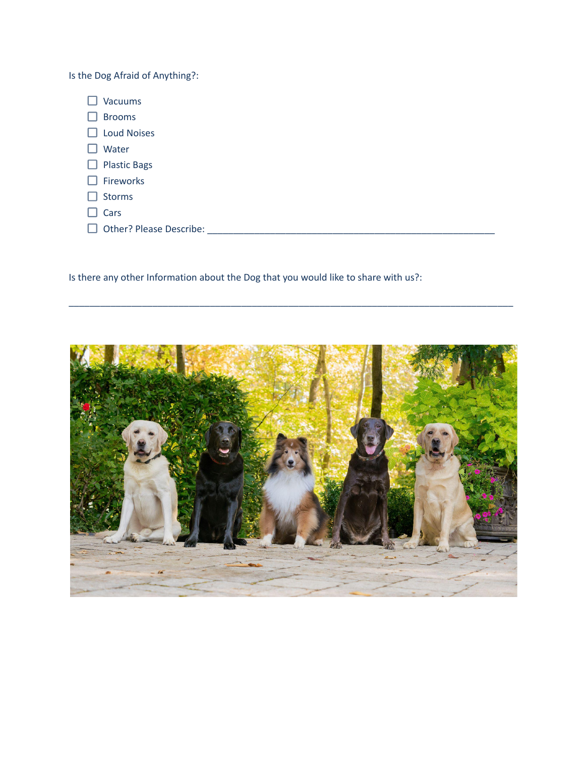Is the Dog Afraid of Anything?:

- ☐ Vacuums
- ☐ Brooms
- ☐ Loud Noises
- ☐ Water
- ☐ Plastic Bags
- ☐ Fireworks
- ☐ Storms
- ☐ Cars
- ☐ Other? Please Describe: ___________________________________________________________

Is there any other Information about the Dog that you would like to share with us?:

______________________________________________________________________________________________